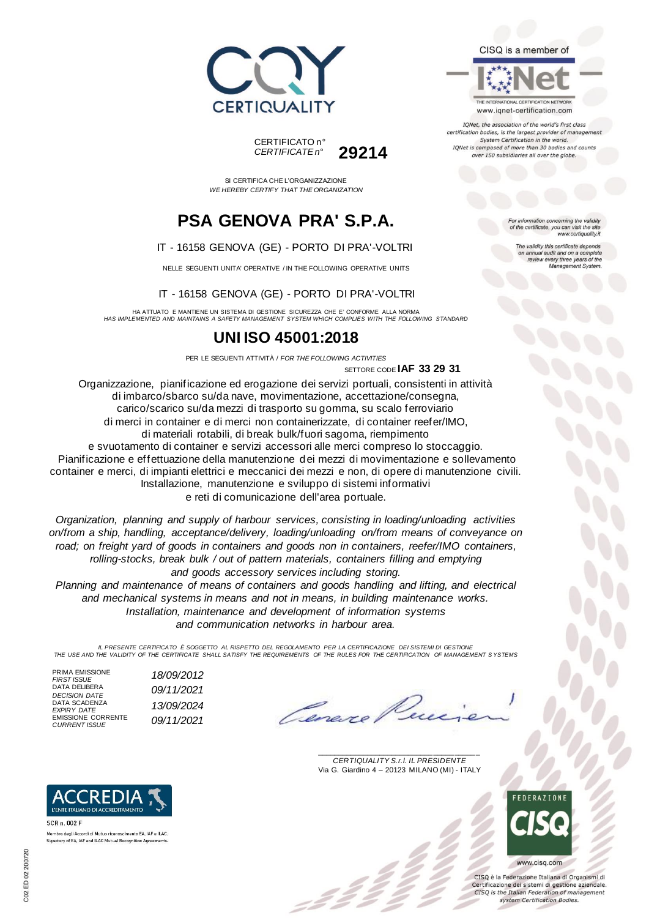CERTIQUALITY

CISQ is a member of

IQNet

THE INTERNATIONAL CERTIFICATION NETWORK
www.iqnet-certification.com

*IQNet, the association of the world's first class certification bodies, is the largest provider of management System Certification in the world. IQNet is composed of more than 30 bodies and counts over 150 subsidiaries all over the globe.*

CERTIFICATO n°
*CERTIFICATE n°* **29214**

SI CERTIFICA CHE L'ORGANIZZAZIONE
*WE HEREBY CERTIFY THAT THE ORGANIZATION*

# PSA GENOVA PRA' S.P.A.

IT - 16158 GENOVA (GE) - PORTO DI PRA'-VOLTRI

NELLE SEGUENTI UNITA' OPERATIVE / IN THE FOLLOWING OPERATIVE UNITS

IT - 16158 GENOVA (GE) - PORTO DI PRA'-VOLTRI

HA ATTUATO E MANTIENE UN SISTEMA DI GESTIONE SICUREZZA CHE E' CONFORME ALLA NORMA
*HAS IMPLEMENTED AND MAINTAINS A SAFETY MANAGEMENT SYSTEM WHICH COMPLIES WITH THE FOLLOWING STANDARD*

# UNI ISO 45001:2018

PER LE SEGUENTI ATTIVITÀ / *FOR THE FOLLOWING ACTIVITIES*

SETTORE CODE **IAF 33 29 31**

Organizzazione, pianificazione ed erogazione dei servizi portuali, consistenti in attività di imbarco/sbarco su/da nave, movimentazione, accettazione/consegna, carico/scarico su/da mezzi di trasporto su gomma, su scalo ferroviario di merci in container e di merci non containerizzate, di container reefer/IMO, di materiali rotabili, di break bulk/fuori sagoma, riempimento e svuotamento di container e servizi accessori alle merci compreso lo stoccaggio. Pianificazione e effettuazione della manutenzione dei mezzi di movimentazione e sollevamento container e merci, di impianti elettrici e meccanici dei mezzi e non, di opere di manutenzione civili. Installazione, manutenzione e sviluppo di sistemi informativi e reti di comunicazione dell'area portuale.

*Organization, planning and supply of harbour services, consisting in loading/unloading activities on/from a ship, handling, acceptance/delivery, loading/unloading on/from means of conveyance on road; on freight yard of goods in containers and goods non in containers, reefer/IMO containers, rolling-stocks, break bulk / out of pattern materials, containers filling and emptying and goods accessory services including storing.*
*Planning and maintenance of means of containers and goods handling and lifting, and electrical and mechanical systems in means and not in means, in building maintenance works.*
*Installation, maintenance and development of information systems and communication networks in harbour area.*

*IL PRESENTE CERTIFICATO È SOGGETTO AL RISPETTO DEL REGOLAMENTO PER LA CERTIFICAZIONE DEI SISTEMI DI GESTIONE*
*THE USE AND THE VALIDITY OF THE CERTIFICATE SHALL SATISFY THE REQUIREMENTS OF THE RULES FOR THE CERTIFICATION OF MANAGEMENT SYSTEMS*

| | |
|---|---|
| PRIMA EMISSIONE *FIRST ISSUE* | *18/09/2012* |
| DATA DELIBERA *DECISION DATE* | *09/11/2021* |
| DATA SCADENZA *EXPIRY DATE* | *13/09/2024* |
| EMISSIONE CORRENTE *CURRENT ISSUE* | *09/11/2021* |

*CERTIQUALITY S.r.l. IL PRESIDENTE*
Via G. Giardino 4 – 20123 MILANO (MI) - ITALY

*For information concerning the validity of the certificate, you can visit the site www.certiquality.it*

*The validity this certificate depends on annual audit and on a complete review every three years of the Management System.*

ACCREDIA L'ENTE ITALIANO DI ACCREDITAMENTO
SCR n. 002 F
Membro degli Accordi di Mutuo riconoscimento EA, IAF e ILAC.
Signatory of EA, IAF and ILAC Mutual Recognition Agreements.

FEDERAZIONE CISQ
www.cisq.com
CISQ è la Federazione Italiana di Organismi di Certificazione dei sistemi di gestione aziendale.
*CISQ is the Italian Federation of management system Certification Bodies.*

C02 ED 02 200720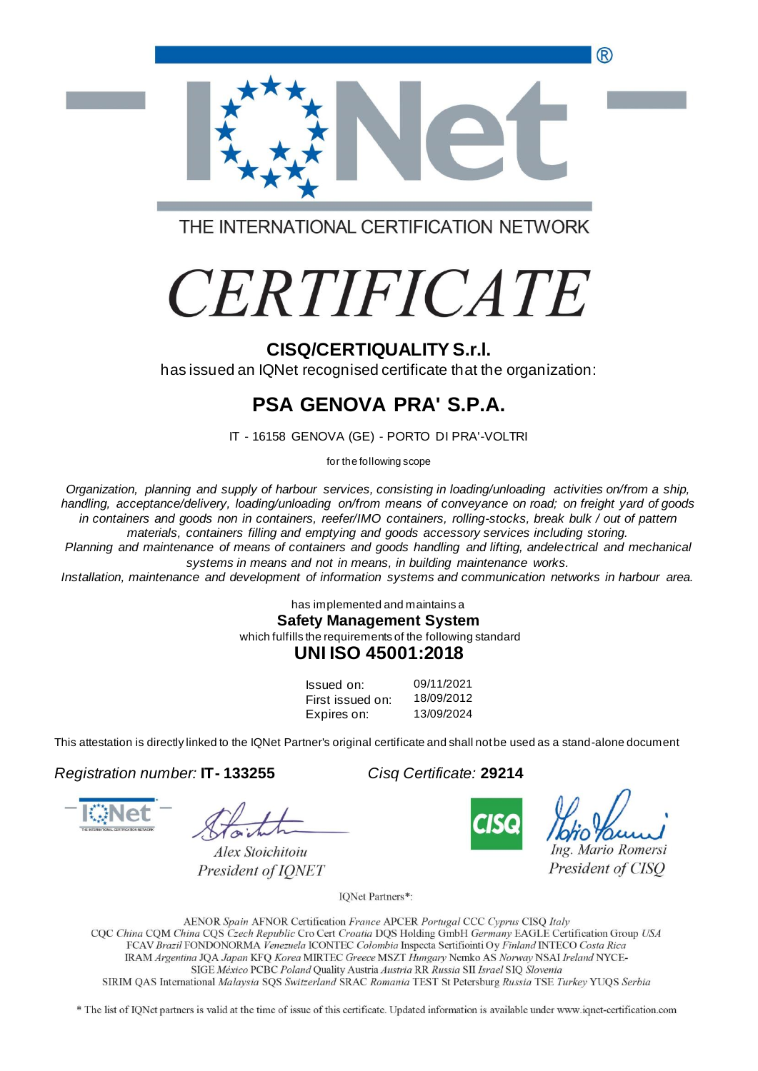THE INTERNATIONAL CERTIFICATION NETWORK

# CERTIFICATE

## CISQ/CERTIQUALITY S.r.l.

has issued an IQNet recognised certificate that the organization:

## PSA GENOVA PRA' S.P.A.

IT - 16158 GENOVA (GE) - PORTO DI PRA'-VOLTRI

for the following scope

*Organization, planning and supply of harbour services, consisting in loading/unloading activities on/from a ship, handling, acceptance/delivery, loading/unloading on/from means of conveyance on road; on freight yard of goods in containers and goods non in containers, reefer/IMO containers, rolling-stocks, break bulk / out of pattern materials, containers filling and emptying and goods accessory services including storing.*
*Planning and maintenance of means of containers and goods handling and lifting, andelectrical and mechanical systems in means and not in means, in building maintenance works.*
*Installation, maintenance and development of information systems and communication networks in harbour area.*

has implemented and maintains a

**Safety Management System**

which fulfills the requirements of the following standard

**UNI ISO 45001:2018**

| | |
|---|---|
| Issued on: | 09/11/2021 |
| First issued on: | 18/09/2012 |
| Expires on: | 13/09/2024 |

This attestation is directly linked to the IQNet Partner's original certificate and shall not be used as a stand-alone document

*Registration number:* **IT - 133255** *Cisq Certificate:* **29214**

*Alex Stoichitoiu*
*President of IQNET*

*Ing. Mario Romersi*
*President of CISQ*

IQNet Partners*:

AENOR *Spain* AFNOR Certification *France* APCER *Portugal* CCC *Cyprus* CISQ *Italy*
CQC *China* CQM *China* CQS *Czech Republic* Cro Cert *Croatia* DQS Holding GmbH *Germany* EAGLE Certification Group *USA*
FCAV *Brazil* FONDONORMA *Venezuela* ICONTEC *Colombia* Inspecta Sertifiointi Oy *Finland* INTECO *Costa Rica*
IRAM *Argentina* JQA *Japan* KFQ *Korea* MIRTEC *Greece* MSZT *Hungary* Nemko AS *Norway* NSAI *Ireland* NYCE-SIGE *México* PCBC *Poland* Quality Austria *Austria* RR *Russia* SII *Israel* SIQ *Slovenia*
SIRIM QAS International *Malaysia* SQS *Switzerland* SRAC *Romania* TEST St Petersburg *Russia* TSE *Turkey* YUQS *Serbia*

* The list of IQNet partners is valid at the time of issue of this certificate. Updated information is available under www.iqnet-certification.com